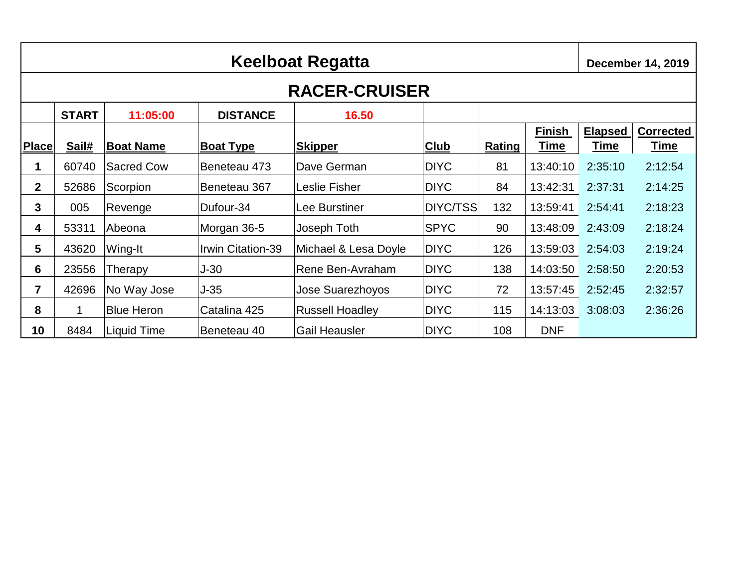# Keelboat Regatta

**December 14, 2019**

## RACER-CRUISER

| | START | 11:05:00 | DISTANCE | 16.50 | | | | | |
|---|---|---|---|---|---|---|---|---|---|
| **Place** | **Sail#** | **Boat Name** | **Boat Type** | **Skipper** | **Club** | **Rating** | **Finish Time** | **Elapsed Time** | **Corrected Time** |
| **1** | 60740 | Sacred Cow | Beneteau 473 | Dave German | DIYC | 81 | 13:40:10 | 2:35:10 | 2:12:54 |
| **2** | 52686 | Scorpion | Beneteau 367 | Leslie Fisher | DIYC | 84 | 13:42:31 | 2:37:31 | 2:14:25 |
| **3** | 005 | Revenge | Dufour-34 | Lee Burstiner | DIYC/TSS | 132 | 13:59:41 | 2:54:41 | 2:18:23 |
| **4** | 53311 | Abeona | Morgan 36-5 | Joseph Toth | SPYC | 90 | 13:48:09 | 2:43:09 | 2:18:24 |
| **5** | 43620 | Wing-It | Irwin Citation-39 | Michael & Lesa Doyle | DIYC | 126 | 13:59:03 | 2:54:03 | 2:19:24 |
| **6** | 23556 | Therapy | J-30 | Rene Ben-Avraham | DIYC | 138 | 14:03:50 | 2:58:50 | 2:20:53 |
| **7** | 42696 | No Way Jose | J-35 | Jose Suarezhoyos | DIYC | 72 | 13:57:45 | 2:52:45 | 2:32:57 |
| **8** | 1 | Blue Heron | Catalina 425 | Russell Hoadley | DIYC | 115 | 14:13:03 | 3:08:03 | 2:36:26 |
| **10** | 8484 | Liquid Time | Beneteau 40 | Gail Heausler | DIYC | 108 | DNF | | |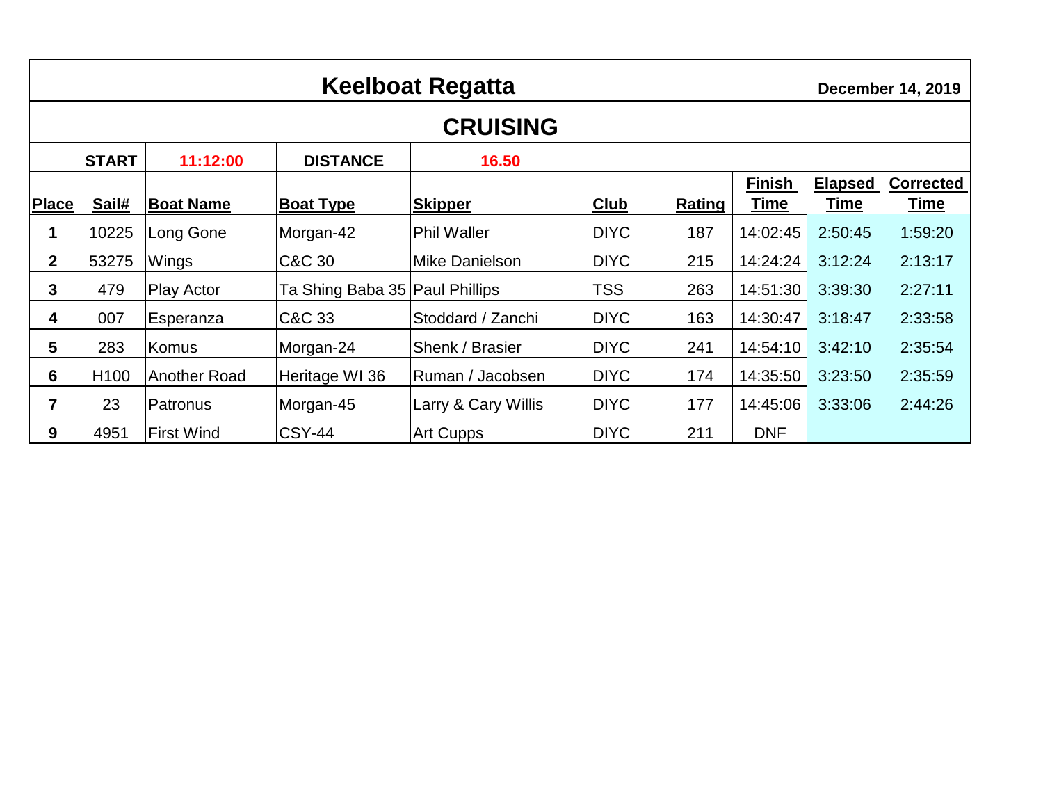# Keelboat Regatta

**December 14, 2019**

## CRUISING

| | START | 11:12:00 | DISTANCE | 16.50 | | | | | |
|---|---|---|---|---|---|---|---|---|---|
| **Place** | **Sail#** | **Boat Name** | **Boat Type** | **Skipper** | **Club** | **Rating** | **Finish Time** | **Elapsed Time** | **Corrected Time** |
| **1** | 10225 | Long Gone | Morgan-42 | Phil Waller | DIYC | 187 | 14:02:45 | 2:50:45 | 1:59:20 |
| **2** | 53275 | Wings | C&C 30 | Mike Danielson | DIYC | 215 | 14:24:24 | 3:12:24 | 2:13:17 |
| **3** | 479 | Play Actor | Ta Shing Baba 35 | Paul Phillips | TSS | 263 | 14:51:30 | 3:39:30 | 2:27:11 |
| **4** | 007 | Esperanza | C&C 33 | Stoddard / Zanchi | DIYC | 163 | 14:30:47 | 3:18:47 | 2:33:58 |
| **5** | 283 | Komus | Morgan-24 | Shenk / Brasier | DIYC | 241 | 14:54:10 | 3:42:10 | 2:35:54 |
| **6** | H100 | Another Road | Heritage WI 36 | Ruman / Jacobsen | DIYC | 174 | 14:35:50 | 3:23:50 | 2:35:59 |
| **7** | 23 | Patronus | Morgan-45 | Larry & Cary Willis | DIYC | 177 | 14:45:06 | 3:33:06 | 2:44:26 |
| **9** | 4951 | First Wind | CSY-44 | Art Cupps | DIYC | 211 | DNF | | |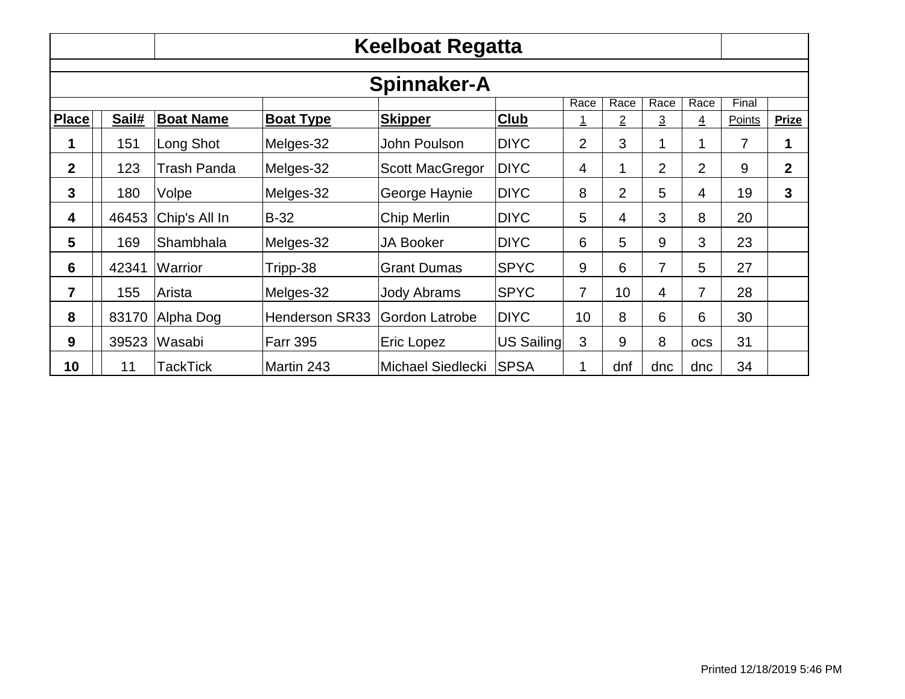# Keelboat Regatta

## Spinnaker-A

| Place | Sail# | Boat Name | Boat Type | Skipper | Club | Race 1 | Race 2 | Race 3 | Race 4 | Final Points | Prize |
|---|---|---|---|---|---|---|---|---|---|---|---|
| **1** | 151 | Long Shot | Melges-32 | John Poulson | DIYC | 2 | 3 | 1 | 1 | 7 | **1** |
| **2** | 123 | Trash Panda | Melges-32 | Scott MacGregor | DIYC | 4 | 1 | 2 | 2 | 9 | **2** |
| **3** | 180 | Volpe | Melges-32 | George Haynie | DIYC | 8 | 2 | 5 | 4 | 19 | **3** |
| **4** | 46453 | Chip's All In | B-32 | Chip Merlin | DIYC | 5 | 4 | 3 | 8 | 20 | |
| **5** | 169 | Shambhala | Melges-32 | JA Booker | DIYC | 6 | 5 | 9 | 3 | 23 | |
| **6** | 42341 | Warrior | Tripp-38 | Grant Dumas | SPYC | 9 | 6 | 7 | 5 | 27 | |
| **7** | 155 | Arista | Melges-32 | Jody Abrams | SPYC | 7 | 10 | 4 | 7 | 28 | |
| **8** | 83170 | Alpha Dog | Henderson SR33 | Gordon Latrobe | DIYC | 10 | 8 | 6 | 6 | 30 | |
| **9** | 39523 | Wasabi | Farr 395 | Eric Lopez | US Sailing | 3 | 9 | 8 | ocs | 31 | |
| **10** | 11 | TackTick | Martin 243 | Michael Siedlecki | SPSA | 1 | dnf | dnc | dnc | 34 | |

Printed 12/18/2019 5:46 PM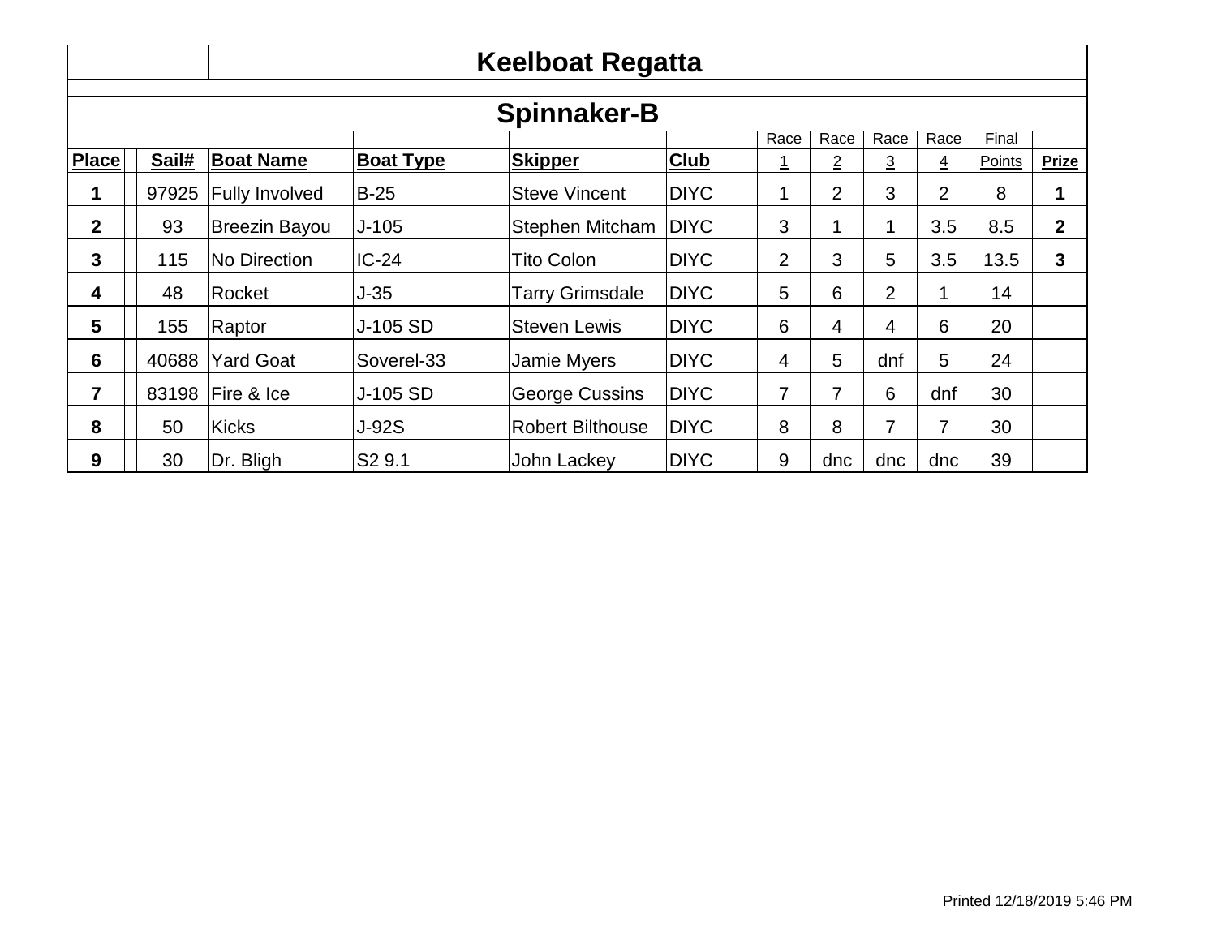# Keelboat Regatta

## Spinnaker-B

| Place | | Sail# | Boat Name | Boat Type | Skipper | Club | Race 1 | Race 2 | Race 3 | Race 4 | Final Points | Prize |
|---|---|---|---|---|---|---|---|---|---|---|---|---|
| 1 | | 97925 | Fully Involved | B-25 | Steve Vincent | DIYC | 1 | 2 | 3 | 2 | 8 | 1 |
| 2 | | 93 | Breezin Bayou | J-105 | Stephen Mitcham | DIYC | 3 | 1 | 1 | 3.5 | 8.5 | 2 |
| 3 | | 115 | No Direction | IC-24 | Tito Colon | DIYC | 2 | 3 | 5 | 3.5 | 13.5 | 3 |
| 4 | | 48 | Rocket | J-35 | Tarry Grimsdale | DIYC | 5 | 6 | 2 | 1 | 14 | |
| 5 | | 155 | Raptor | J-105 SD | Steven Lewis | DIYC | 6 | 4 | 4 | 6 | 20 | |
| 6 | | 40688 | Yard Goat | Soverel-33 | Jamie Myers | DIYC | 4 | 5 | dnf | 5 | 24 | |
| 7 | | 83198 | Fire & Ice | J-105 SD | George Cussins | DIYC | 7 | 7 | 6 | dnf | 30 | |
| 8 | | 50 | Kicks | J-92S | Robert Bilthouse | DIYC | 8 | 8 | 7 | 7 | 30 | |
| 9 | | 30 | Dr. Bligh | S2 9.1 | John Lackey | DIYC | 9 | dnc | dnc | dnc | 39 | |

Printed 12/18/2019 5:46 PM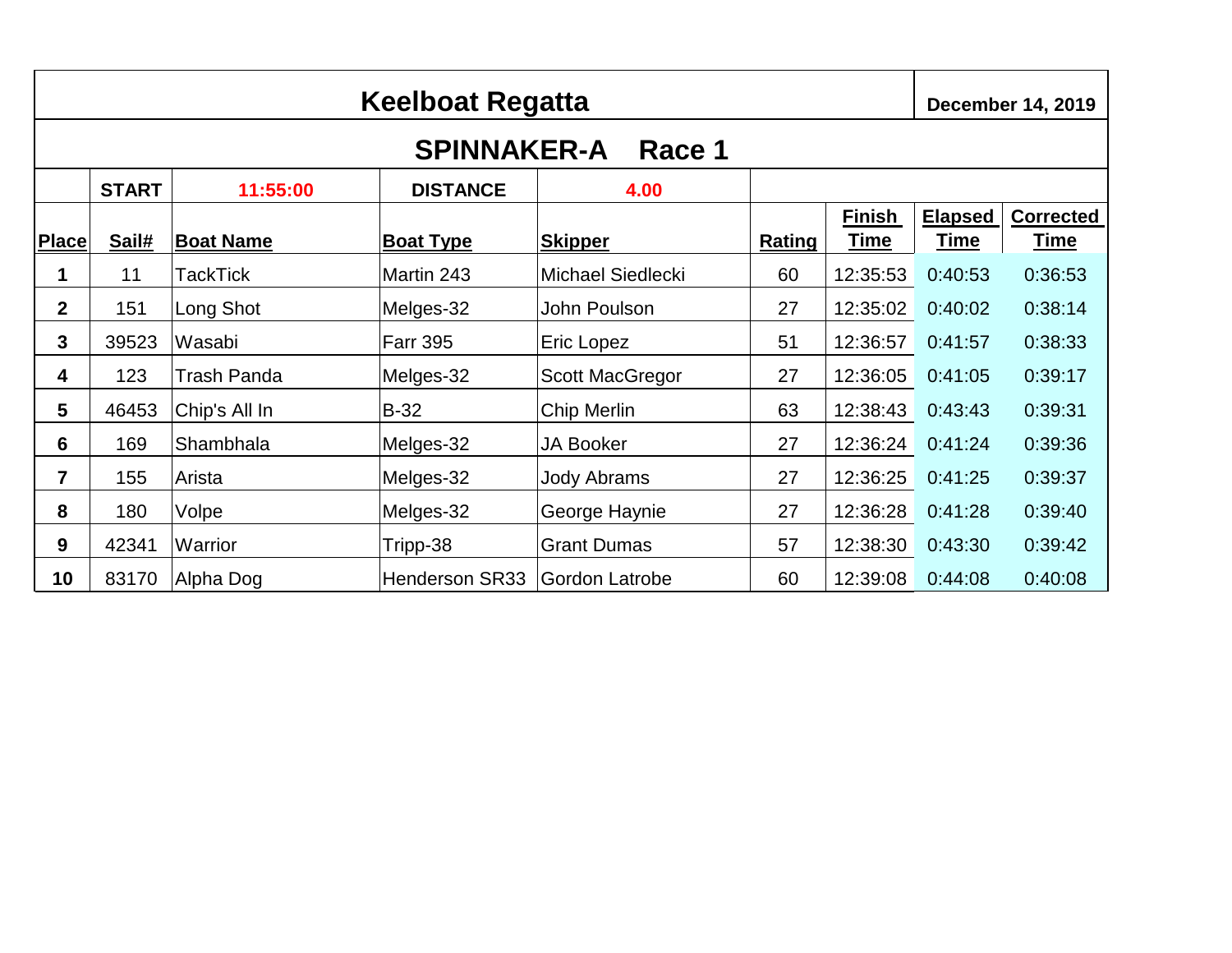# Keelboat Regatta

**December 14, 2019**

## SPINNAKER-A Race 1

| | **START** | **11:55:00** | **DISTANCE** | **4.00** | | | | |
|---|---|---|---|---|---|---|---|---|
| **Place** | **Sail#** | **Boat Name** | **Boat Type** | **Skipper** | **Rating** | **Finish Time** | **Elapsed Time** | **Corrected Time** |
| **1** | 11 | TackTick | Martin 243 | Michael Siedlecki | 60 | 12:35:53 | 0:40:53 | 0:36:53 |
| **2** | 151 | Long Shot | Melges-32 | John Poulson | 27 | 12:35:02 | 0:40:02 | 0:38:14 |
| **3** | 39523 | Wasabi | Farr 395 | Eric Lopez | 51 | 12:36:57 | 0:41:57 | 0:38:33 |
| **4** | 123 | Trash Panda | Melges-32 | Scott MacGregor | 27 | 12:36:05 | 0:41:05 | 0:39:17 |
| **5** | 46453 | Chip's All In | B-32 | Chip Merlin | 63 | 12:38:43 | 0:43:43 | 0:39:31 |
| **6** | 169 | Shambhala | Melges-32 | JA Booker | 27 | 12:36:24 | 0:41:24 | 0:39:36 |
| **7** | 155 | Arista | Melges-32 | Jody Abrams | 27 | 12:36:25 | 0:41:25 | 0:39:37 |
| **8** | 180 | Volpe | Melges-32 | George Haynie | 27 | 12:36:28 | 0:41:28 | 0:39:40 |
| **9** | 42341 | Warrior | Tripp-38 | Grant Dumas | 57 | 12:38:30 | 0:43:30 | 0:39:42 |
| **10** | 83170 | Alpha Dog | Henderson SR33 | Gordon Latrobe | 60 | 12:39:08 | 0:44:08 | 0:40:08 |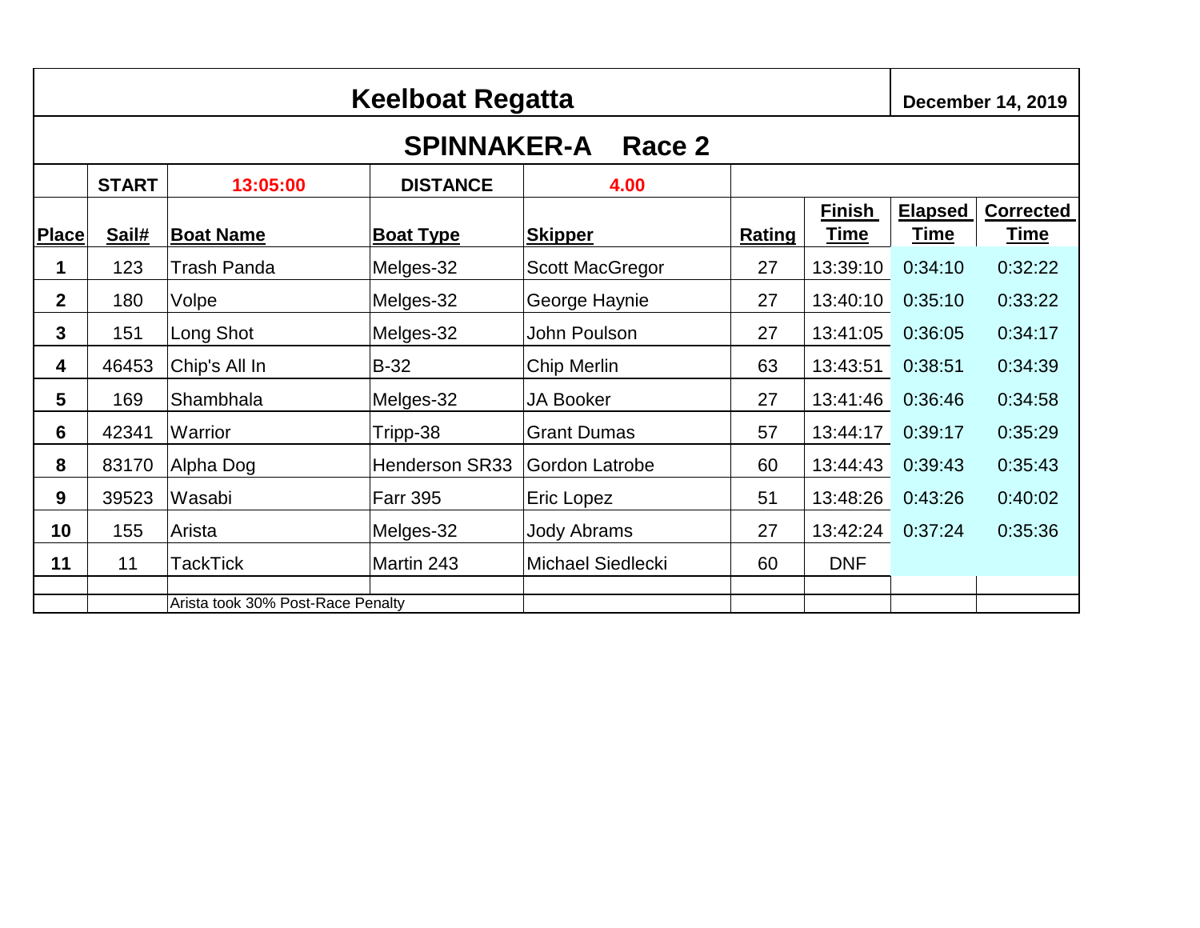# Keelboat Regatta

**December 14, 2019**

## SPINNAKER-A Race 2

| | START | 13:05:00 | DISTANCE | 4.00 | | | | |
|---|---|---|---|---|---|---|---|---|
| **Place** | **Sail#** | **Boat Name** | **Boat Type** | **Skipper** | **Rating** | **Finish Time** | **Elapsed Time** | **Corrected Time** |
| 1 | 123 | Trash Panda | Melges-32 | Scott MacGregor | 27 | 13:39:10 | 0:34:10 | 0:32:22 |
| 2 | 180 | Volpe | Melges-32 | George Haynie | 27 | 13:40:10 | 0:35:10 | 0:33:22 |
| 3 | 151 | Long Shot | Melges-32 | John Poulson | 27 | 13:41:05 | 0:36:05 | 0:34:17 |
| 4 | 46453 | Chip's All In | B-32 | Chip Merlin | 63 | 13:43:51 | 0:38:51 | 0:34:39 |
| 5 | 169 | Shambhala | Melges-32 | JA Booker | 27 | 13:41:46 | 0:36:46 | 0:34:58 |
| 6 | 42341 | Warrior | Tripp-38 | Grant Dumas | 57 | 13:44:17 | 0:39:17 | 0:35:29 |
| 8 | 83170 | Alpha Dog | Henderson SR33 | Gordon Latrobe | 60 | 13:44:43 | 0:39:43 | 0:35:43 |
| 9 | 39523 | Wasabi | Farr 395 | Eric Lopez | 51 | 13:48:26 | 0:43:26 | 0:40:02 |
| 10 | 155 | Arista | Melges-32 | Jody Abrams | 27 | 13:42:24 | 0:37:24 | 0:35:36 |
| 11 | 11 | TackTick | Martin 243 | Michael Siedlecki | 60 | DNF | | |
| | | | | | | | | |
| | | Arista took 30% Post-Race Penalty | | | | | | |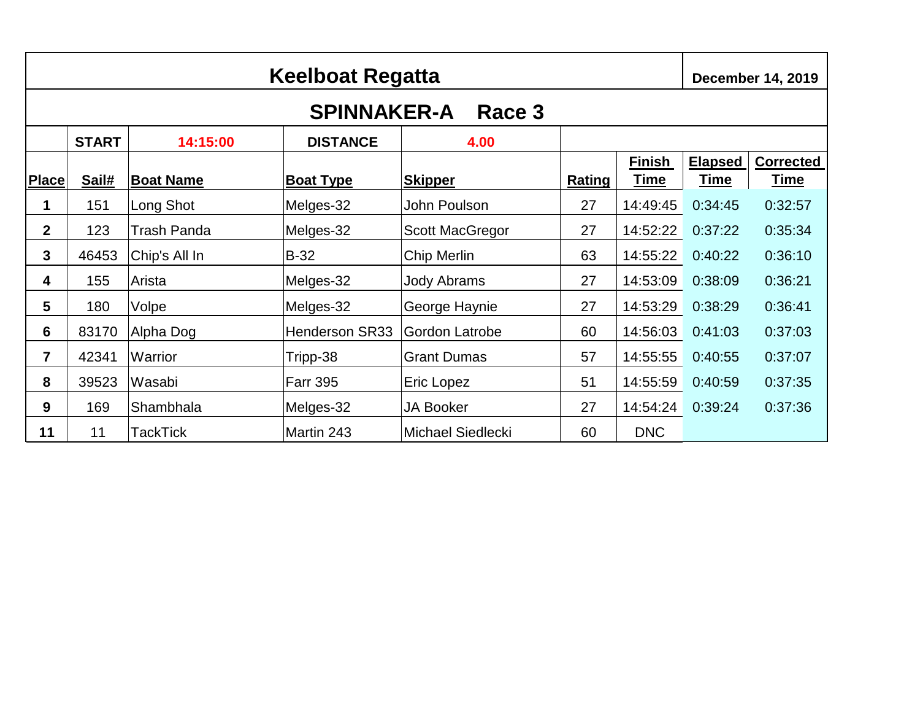# Keelboat Regatta

**December 14, 2019**

## SPINNAKER-A Race 3

| | START | 14:15:00 | DISTANCE | 4.00 | | | | |
|---|---|---|---|---|---|---|---|---|
| **Place** | **Sail#** | **Boat Name** | **Boat Type** | **Skipper** | **Rating** | **Finish Time** | **Elapsed Time** | **Corrected Time** |
| **1** | 151 | Long Shot | Melges-32 | John Poulson | 27 | 14:49:45 | 0:34:45 | 0:32:57 |
| **2** | 123 | Trash Panda | Melges-32 | Scott MacGregor | 27 | 14:52:22 | 0:37:22 | 0:35:34 |
| **3** | 46453 | Chip's All In | B-32 | Chip Merlin | 63 | 14:55:22 | 0:40:22 | 0:36:10 |
| **4** | 155 | Arista | Melges-32 | Jody Abrams | 27 | 14:53:09 | 0:38:09 | 0:36:21 |
| **5** | 180 | Volpe | Melges-32 | George Haynie | 27 | 14:53:29 | 0:38:29 | 0:36:41 |
| **6** | 83170 | Alpha Dog | Henderson SR33 | Gordon Latrobe | 60 | 14:56:03 | 0:41:03 | 0:37:03 |
| **7** | 42341 | Warrior | Tripp-38 | Grant Dumas | 57 | 14:55:55 | 0:40:55 | 0:37:07 |
| **8** | 39523 | Wasabi | Farr 395 | Eric Lopez | 51 | 14:55:59 | 0:40:59 | 0:37:35 |
| **9** | 169 | Shambhala | Melges-32 | JA Booker | 27 | 14:54:24 | 0:39:24 | 0:37:36 |
| **11** | 11 | TackTick | Martin 243 | Michael Siedlecki | 60 | DNC | | |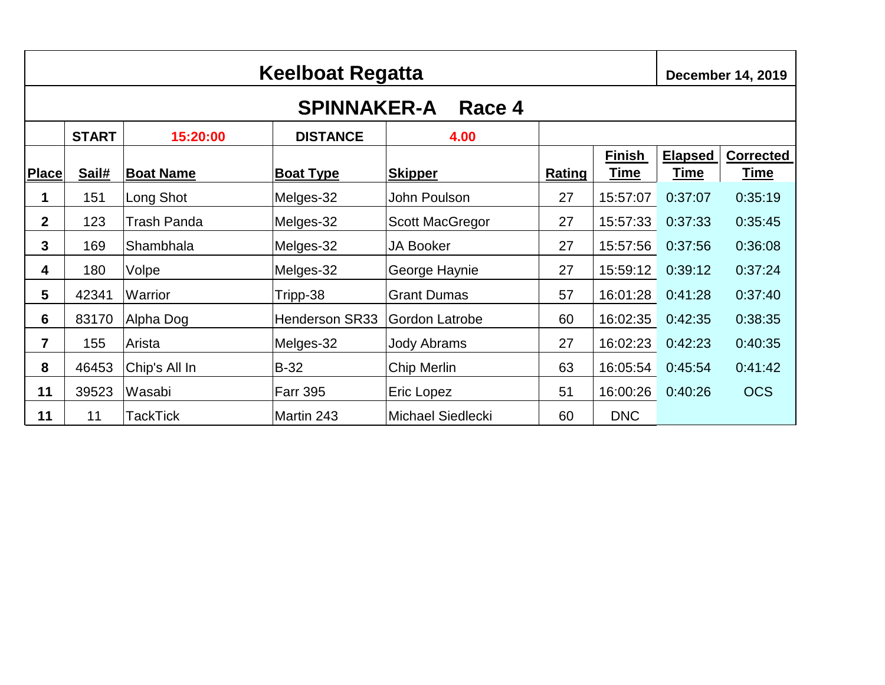# Keelboat Regatta

**December 14, 2019**

## SPINNAKER-A Race 4

| | START | 15:20:00 | DISTANCE | 4.00 | | | | |
|---|---|---|---|---|---|---|---|---|
| **Place** | **Sail#** | **Boat Name** | **Boat Type** | **Skipper** | **Rating** | **Finish Time** | **Elapsed Time** | **Corrected Time** |
| **1** | 151 | Long Shot | Melges-32 | John Poulson | 27 | 15:57:07 | 0:37:07 | 0:35:19 |
| **2** | 123 | Trash Panda | Melges-32 | Scott MacGregor | 27 | 15:57:33 | 0:37:33 | 0:35:45 |
| **3** | 169 | Shambhala | Melges-32 | JA Booker | 27 | 15:57:56 | 0:37:56 | 0:36:08 |
| **4** | 180 | Volpe | Melges-32 | George Haynie | 27 | 15:59:12 | 0:39:12 | 0:37:24 |
| **5** | 42341 | Warrior | Tripp-38 | Grant Dumas | 57 | 16:01:28 | 0:41:28 | 0:37:40 |
| **6** | 83170 | Alpha Dog | Henderson SR33 | Gordon Latrobe | 60 | 16:02:35 | 0:42:35 | 0:38:35 |
| **7** | 155 | Arista | Melges-32 | Jody Abrams | 27 | 16:02:23 | 0:42:23 | 0:40:35 |
| **8** | 46453 | Chip's All In | B-32 | Chip Merlin | 63 | 16:05:54 | 0:45:54 | 0:41:42 |
| **11** | 39523 | Wasabi | Farr 395 | Eric Lopez | 51 | 16:00:26 | 0:40:26 | OCS |
| **11** | 11 | TackTick | Martin 243 | Michael Siedlecki | 60 | DNC | | |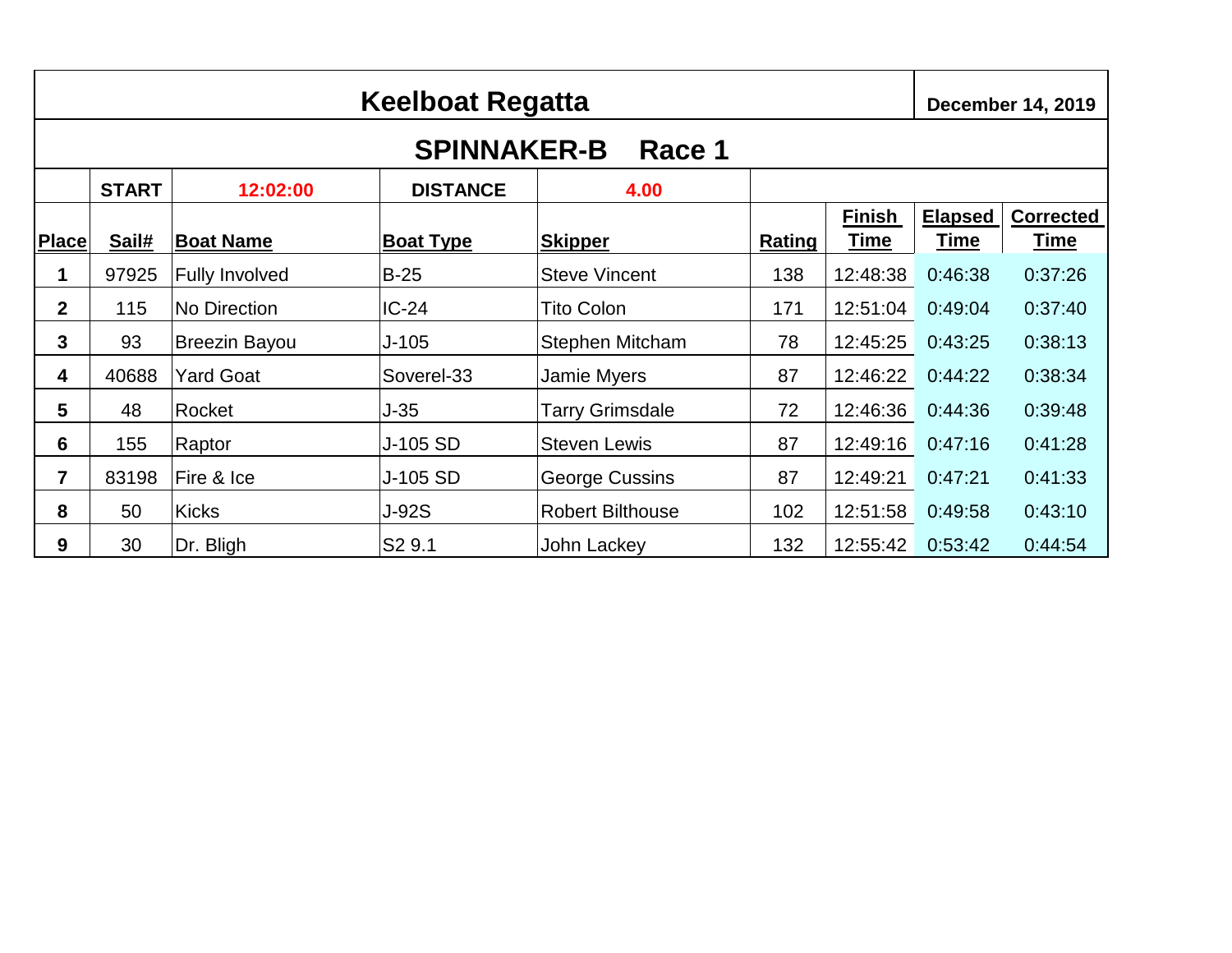# Keelboat Regatta

**December 14, 2019**

## SPINNAKER-B Race 1

| | START | 12:02:00 | DISTANCE | 4.00 | | | | |
|---|---|---|---|---|---|---|---|---|
| **Place** | **Sail#** | **Boat Name** | **Boat Type** | **Skipper** | **Rating** | **Finish Time** | **Elapsed Time** | **Corrected Time** |
| **1** | 97925 | Fully Involved | B-25 | Steve Vincent | 138 | 12:48:38 | 0:46:38 | 0:37:26 |
| **2** | 115 | No Direction | IC-24 | Tito Colon | 171 | 12:51:04 | 0:49:04 | 0:37:40 |
| **3** | 93 | Breezin Bayou | J-105 | Stephen Mitcham | 78 | 12:45:25 | 0:43:25 | 0:38:13 |
| **4** | 40688 | Yard Goat | Soverel-33 | Jamie Myers | 87 | 12:46:22 | 0:44:22 | 0:38:34 |
| **5** | 48 | Rocket | J-35 | Tarry Grimsdale | 72 | 12:46:36 | 0:44:36 | 0:39:48 |
| **6** | 155 | Raptor | J-105 SD | Steven Lewis | 87 | 12:49:16 | 0:47:16 | 0:41:28 |
| **7** | 83198 | Fire & Ice | J-105 SD | George Cussins | 87 | 12:49:21 | 0:47:21 | 0:41:33 |
| **8** | 50 | Kicks | J-92S | Robert Bilthouse | 102 | 12:51:58 | 0:49:58 | 0:43:10 |
| **9** | 30 | Dr. Bligh | S2 9.1 | John Lackey | 132 | 12:55:42 | 0:53:42 | 0:44:54 |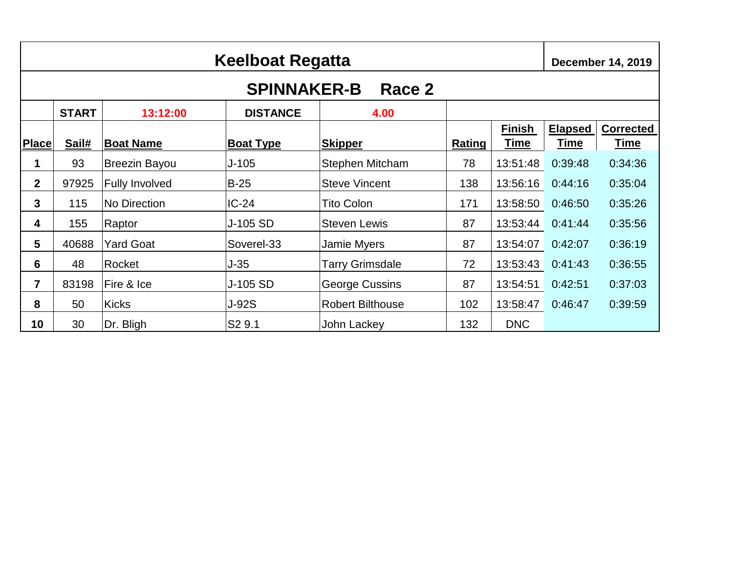# Keelboat Regatta

**December 14, 2019**

## SPINNAKER-B Race 2

| | START | 13:12:00 | DISTANCE | 4.00 | | | | |
|---|---|---|---|---|---|---|---|---|
| **Place** | **Sail#** | **Boat Name** | **Boat Type** | **Skipper** | **Rating** | **Finish Time** | **Elapsed Time** | **Corrected Time** |
| **1** | 93 | Breezin Bayou | J-105 | Stephen Mitcham | 78 | 13:51:48 | 0:39:48 | 0:34:36 |
| **2** | 97925 | Fully Involved | B-25 | Steve Vincent | 138 | 13:56:16 | 0:44:16 | 0:35:04 |
| **3** | 115 | No Direction | IC-24 | Tito Colon | 171 | 13:58:50 | 0:46:50 | 0:35:26 |
| **4** | 155 | Raptor | J-105 SD | Steven Lewis | 87 | 13:53:44 | 0:41:44 | 0:35:56 |
| **5** | 40688 | Yard Goat | Soverel-33 | Jamie Myers | 87 | 13:54:07 | 0:42:07 | 0:36:19 |
| **6** | 48 | Rocket | J-35 | Tarry Grimsdale | 72 | 13:53:43 | 0:41:43 | 0:36:55 |
| **7** | 83198 | Fire & Ice | J-105 SD | George Cussins | 87 | 13:54:51 | 0:42:51 | 0:37:03 |
| **8** | 50 | Kicks | J-92S | Robert Bilthouse | 102 | 13:58:47 | 0:46:47 | 0:39:59 |
| **10** | 30 | Dr. Bligh | S2 9.1 | John Lackey | 132 | DNC | | |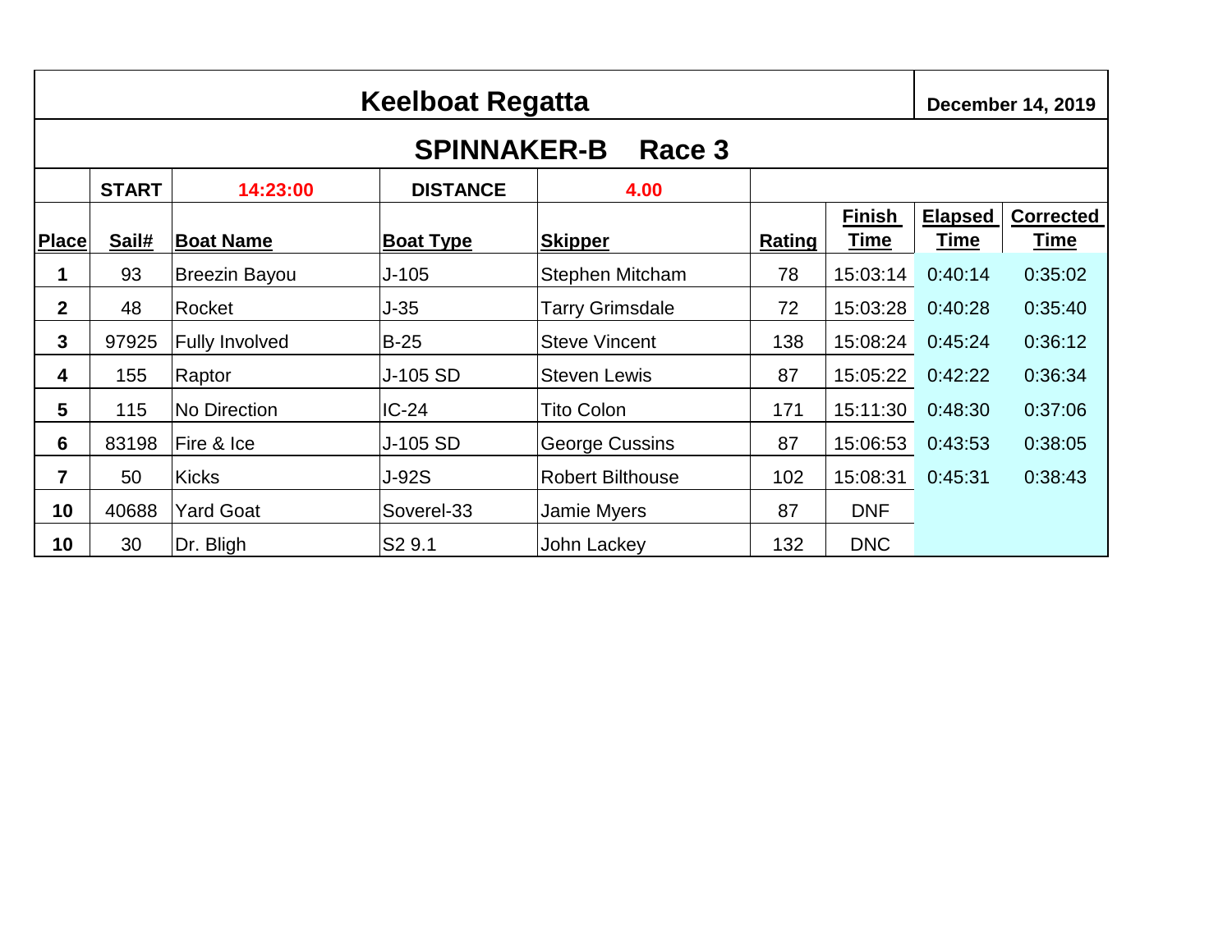# Keelboat Regatta

**December 14, 2019**

## SPINNAKER-B Race 3

**START** 14:23:00 **DISTANCE** 4.00

| Place | Sail# | Boat Name | Boat Type | Skipper | Rating | Finish Time | Elapsed Time | Corrected Time |
|---|---|---|---|---|---|---|---|---|
| 1 | 93 | Breezin Bayou | J-105 | Stephen Mitcham | 78 | 15:03:14 | 0:40:14 | 0:35:02 |
| 2 | 48 | Rocket | J-35 | Tarry Grimsdale | 72 | 15:03:28 | 0:40:28 | 0:35:40 |
| 3 | 97925 | Fully Involved | B-25 | Steve Vincent | 138 | 15:08:24 | 0:45:24 | 0:36:12 |
| 4 | 155 | Raptor | J-105 SD | Steven Lewis | 87 | 15:05:22 | 0:42:22 | 0:36:34 |
| 5 | 115 | No Direction | IC-24 | Tito Colon | 171 | 15:11:30 | 0:48:30 | 0:37:06 |
| 6 | 83198 | Fire & Ice | J-105 SD | George Cussins | 87 | 15:06:53 | 0:43:53 | 0:38:05 |
| 7 | 50 | Kicks | J-92S | Robert Bilthouse | 102 | 15:08:31 | 0:45:31 | 0:38:43 |
| 10 | 40688 | Yard Goat | Soverel-33 | Jamie Myers | 87 | DNF | | |
| 10 | 30 | Dr. Bligh | S2 9.1 | John Lackey | 132 | DNC | | |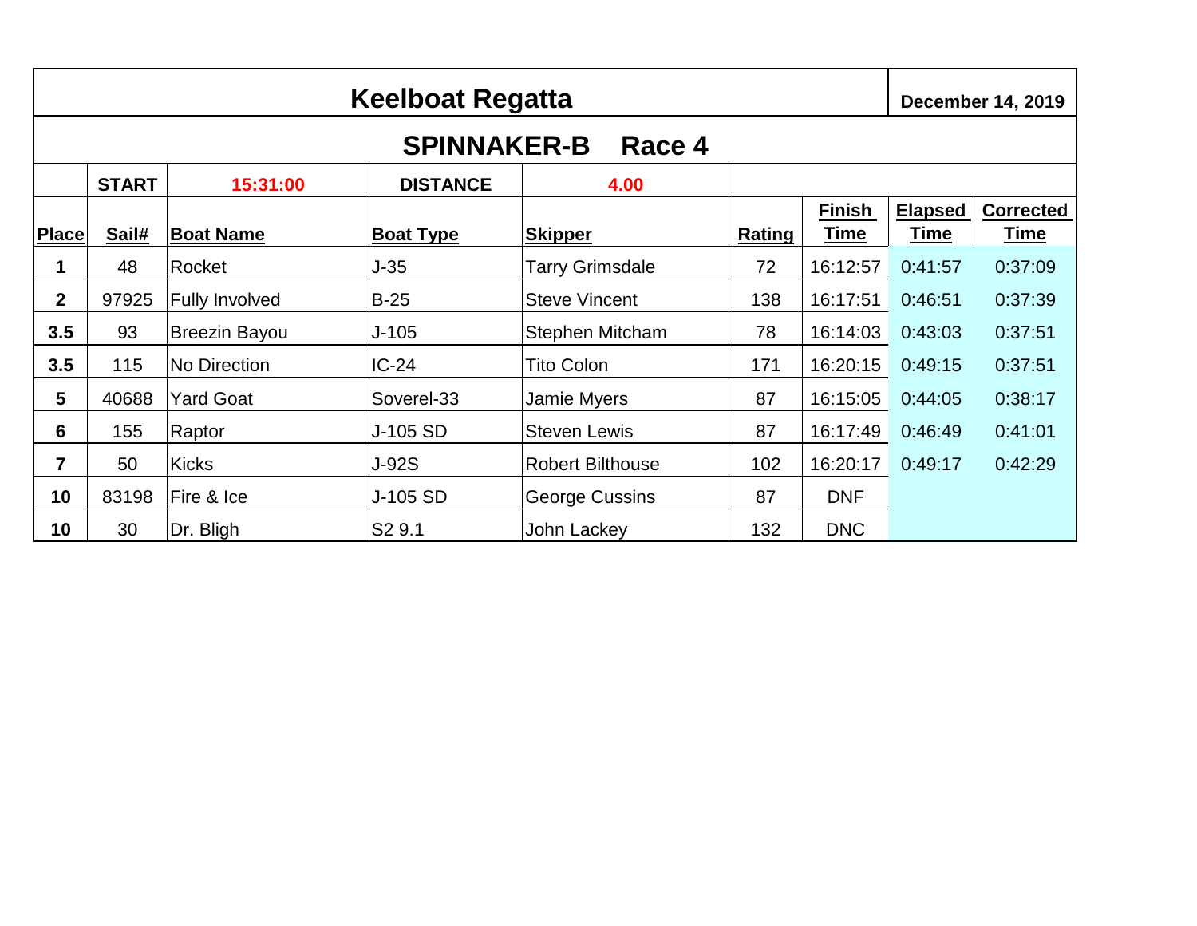# Keelboat Regatta

**December 14, 2019**

## SPINNAKER-B Race 4

| | START | 15:31:00 | DISTANCE | 4.00 | | | | |
|---|---|---|---|---|---|---|---|---|
| **Place** | **Sail#** | **Boat Name** | **Boat Type** | **Skipper** | **Rating** | **Finish Time** | **Elapsed Time** | **Corrected Time** |
| **1** | 48 | Rocket | J-35 | Tarry Grimsdale | 72 | 16:12:57 | 0:41:57 | 0:37:09 |
| **2** | 97925 | Fully Involved | B-25 | Steve Vincent | 138 | 16:17:51 | 0:46:51 | 0:37:39 |
| **3.5** | 93 | Breezin Bayou | J-105 | Stephen Mitcham | 78 | 16:14:03 | 0:43:03 | 0:37:51 |
| **3.5** | 115 | No Direction | IC-24 | Tito Colon | 171 | 16:20:15 | 0:49:15 | 0:37:51 |
| **5** | 40688 | Yard Goat | Soverel-33 | Jamie Myers | 87 | 16:15:05 | 0:44:05 | 0:38:17 |
| **6** | 155 | Raptor | J-105 SD | Steven Lewis | 87 | 16:17:49 | 0:46:49 | 0:41:01 |
| **7** | 50 | Kicks | J-92S | Robert Bilthouse | 102 | 16:20:17 | 0:49:17 | 0:42:29 |
| **10** | 83198 | Fire & Ice | J-105 SD | George Cussins | 87 | DNF | | |
| **10** | 30 | Dr. Bligh | S2 9.1 | John Lackey | 132 | DNC | | |